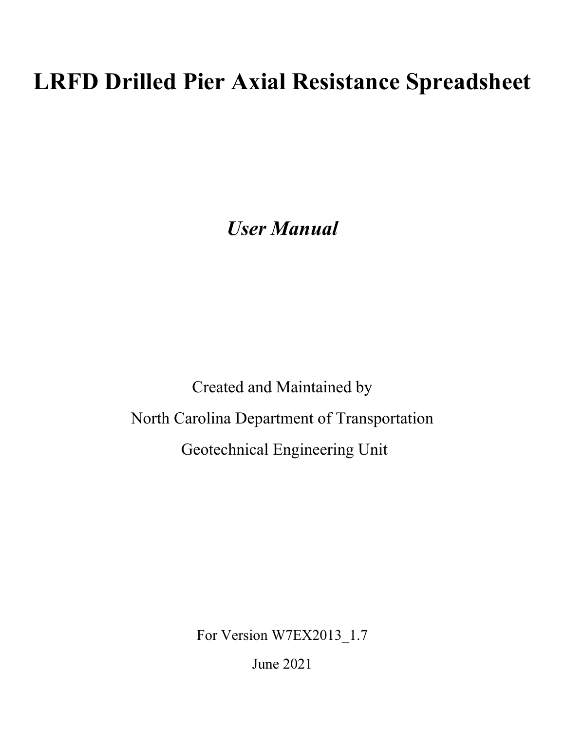# LRFD Drilled Pier Axial Resistance Spreadsheet

*User Manual*

Created and Maintained by

North Carolina Department of Transportation

Geotechnical Engineering Unit

For Version W7EX2013_1.7

June 2021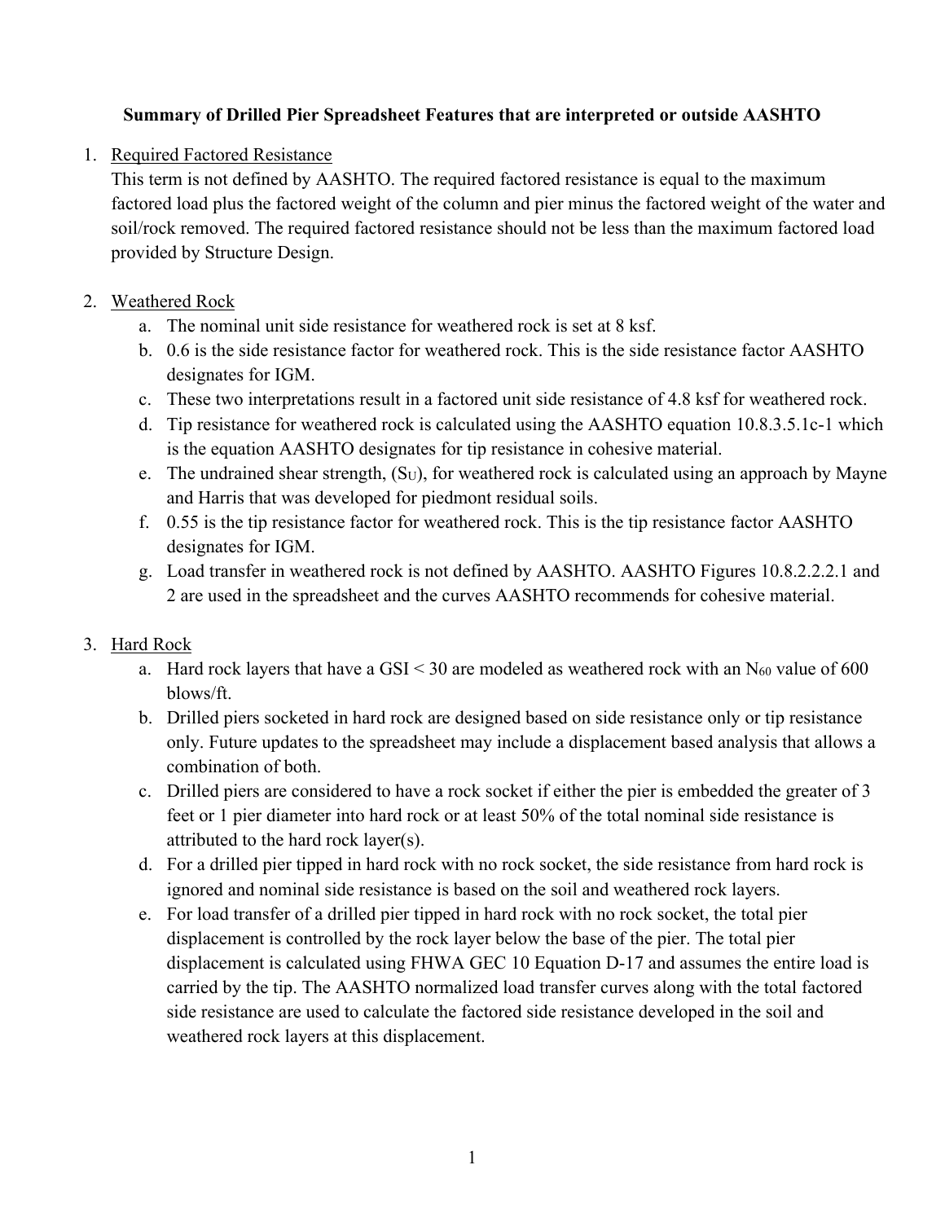**Summary of Drilled Pier Spreadsheet Features that are interpreted or outside AASHTO**

1. Required Factored Resistance

   This term is not defined by AASHTO. The required factored resistance is equal to the maximum factored load plus the factored weight of the column and pier minus the factored weight of the water and soil/rock removed. The required factored resistance should not be less than the maximum factored load provided by Structure Design.

2. Weathered Rock
   a. The nominal unit side resistance for weathered rock is set at 8 ksf.
   b. 0.6 is the side resistance factor for weathered rock. This is the side resistance factor AASHTO designates for IGM.
   c. These two interpretations result in a factored unit side resistance of 4.8 ksf for weathered rock.
   d. Tip resistance for weathered rock is calculated using the AASHTO equation 10.8.3.5.1c-1 which is the equation AASHTO designates for tip resistance in cohesive material.
   e. The undrained shear strength, ($S_U$), for weathered rock is calculated using an approach by Mayne and Harris that was developed for piedmont residual soils.
   f. 0.55 is the tip resistance factor for weathered rock. This is the tip resistance factor AASHTO designates for IGM.
   g. Load transfer in weathered rock is not defined by AASHTO. AASHTO Figures 10.8.2.2.2.1 and 2 are used in the spreadsheet and the curves AASHTO recommends for cohesive material.

3. Hard Rock
   a. Hard rock layers that have a GSI < 30 are modeled as weathered rock with an $N_{60}$ value of 600 blows/ft.
   b. Drilled piers socketed in hard rock are designed based on side resistance only or tip resistance only. Future updates to the spreadsheet may include a displacement based analysis that allows a combination of both.
   c. Drilled piers are considered to have a rock socket if either the pier is embedded the greater of 3 feet or 1 pier diameter into hard rock or at least 50% of the total nominal side resistance is attributed to the hard rock layer(s).
   d. For a drilled pier tipped in hard rock with no rock socket, the side resistance from hard rock is ignored and nominal side resistance is based on the soil and weathered rock layers.
   e. For load transfer of a drilled pier tipped in hard rock with no rock socket, the total pier displacement is controlled by the rock layer below the base of the pier. The total pier displacement is calculated using FHWA GEC 10 Equation D-17 and assumes the entire load is carried by the tip. The AASHTO normalized load transfer curves along with the total factored side resistance are used to calculate the factored side resistance developed in the soil and weathered rock layers at this displacement.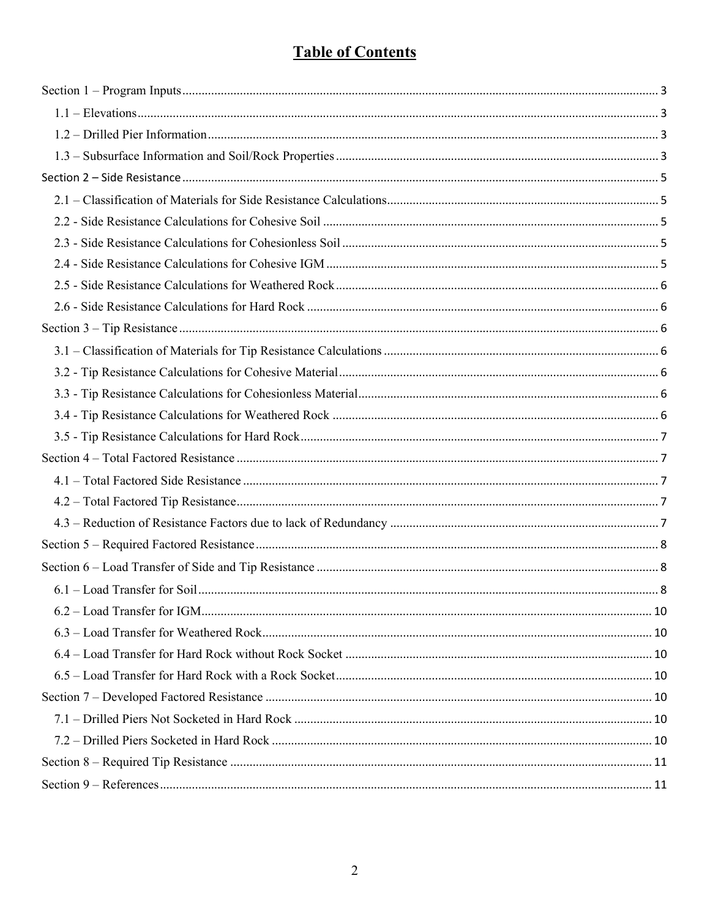# Table of Contents

Section 1 – Program Inputs .......... 3

- 1.1 – Elevations .......... 3
- 1.2 – Drilled Pier Information .......... 3
- 1.3 – Subsurface Information and Soil/Rock Properties .......... 3

Section 2 – Side Resistance .......... 5

- 2.1 – Classification of Materials for Side Resistance Calculations .......... 5
- 2.2 - Side Resistance Calculations for Cohesive Soil .......... 5
- 2.3 - Side Resistance Calculations for Cohesionless Soil .......... 5
- 2.4 - Side Resistance Calculations for Cohesive IGM .......... 5
- 2.5 - Side Resistance Calculations for Weathered Rock .......... 6
- 2.6 - Side Resistance Calculations for Hard Rock .......... 6

Section 3 – Tip Resistance .......... 6

- 3.1 – Classification of Materials for Tip Resistance Calculations .......... 6
- 3.2 - Tip Resistance Calculations for Cohesive Material .......... 6
- 3.3 - Tip Resistance Calculations for Cohesionless Material .......... 6
- 3.4 - Tip Resistance Calculations for Weathered Rock .......... 6
- 3.5 - Tip Resistance Calculations for Hard Rock .......... 7

Section 4 – Total Factored Resistance .......... 7

- 4.1 – Total Factored Side Resistance .......... 7
- 4.2 – Total Factored Tip Resistance .......... 7
- 4.3 – Reduction of Resistance Factors due to lack of Redundancy .......... 7

Section 5 – Required Factored Resistance .......... 8

Section 6 – Load Transfer of Side and Tip Resistance .......... 8

- 6.1 – Load Transfer for Soil .......... 8
- 6.2 – Load Transfer for IGM .......... 10
- 6.3 – Load Transfer for Weathered Rock .......... 10
- 6.4 – Load Transfer for Hard Rock without Rock Socket .......... 10
- 6.5 – Load Transfer for Hard Rock with a Rock Socket .......... 10

Section 7 – Developed Factored Resistance .......... 10

- 7.1 – Drilled Piers Not Socketed in Hard Rock .......... 10
- 7.2 – Drilled Piers Socketed in Hard Rock .......... 10

Section 8 – Required Tip Resistance .......... 11

Section 9 – References .......... 11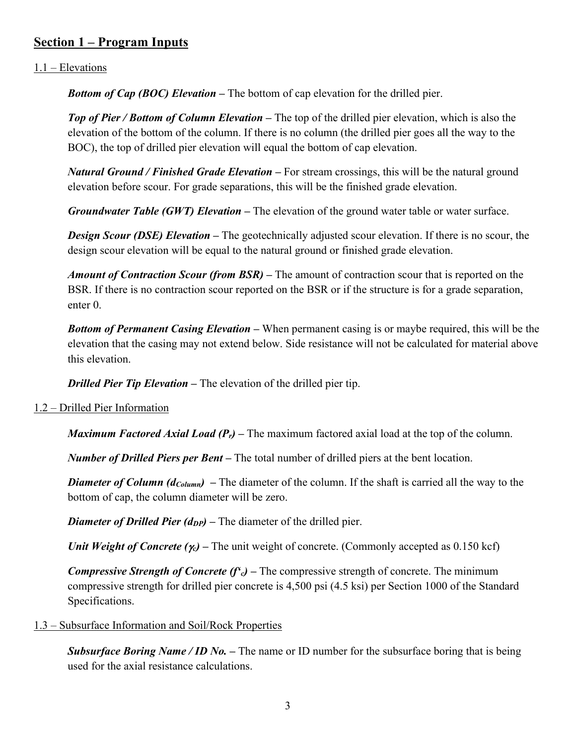## Section 1 – Program Inputs

### 1.1 – Elevations

***Bottom of Cap (BOC) Elevation –*** The bottom of cap elevation for the drilled pier.

***Top of Pier / Bottom of Column Elevation –*** The top of the drilled pier elevation, which is also the elevation of the bottom of the column. If there is no column (the drilled pier goes all the way to the BOC), the top of drilled pier elevation will equal the bottom of cap elevation.

***Natural Ground / Finished Grade Elevation –*** For stream crossings, this will be the natural ground elevation before scour. For grade separations, this will be the finished grade elevation.

***Groundwater Table (GWT) Elevation –*** The elevation of the ground water table or water surface.

***Design Scour (DSE) Elevation –*** The geotechnically adjusted scour elevation. If there is no scour, the design scour elevation will be equal to the natural ground or finished grade elevation.

***Amount of Contraction Scour (from BSR) –*** The amount of contraction scour that is reported on the BSR. If there is no contraction scour reported on the BSR or if the structure is for a grade separation, enter 0.

***Bottom of Permanent Casing Elevation –*** When permanent casing is or maybe required, this will be the elevation that the casing may not extend below. Side resistance will not be calculated for material above this elevation.

***Drilled Pier Tip Elevation –*** The elevation of the drilled pier tip.

### 1.2 – Drilled Pier Information

***Maximum Factored Axial Load ($P_r$) –*** The maximum factored axial load at the top of the column.

***Number of Drilled Piers per Bent –*** The total number of drilled piers at the bent location.

***Diameter of Column ($d_{Column}$) –*** The diameter of the column. If the shaft is carried all the way to the bottom of cap, the column diameter will be zero.

***Diameter of Drilled Pier ($d_{DP}$) –*** The diameter of the drilled pier.

***Unit Weight of Concrete ($\gamma_c$) –*** The unit weight of concrete. (Commonly accepted as 0.150 kcf)

***Compressive Strength of Concrete ($f'_c$) –*** The compressive strength of concrete. The minimum compressive strength for drilled pier concrete is 4,500 psi (4.5 ksi) per Section 1000 of the Standard Specifications.

### 1.3 – Subsurface Information and Soil/Rock Properties

***Subsurface Boring Name / ID No. –*** The name or ID number for the subsurface boring that is being used for the axial resistance calculations.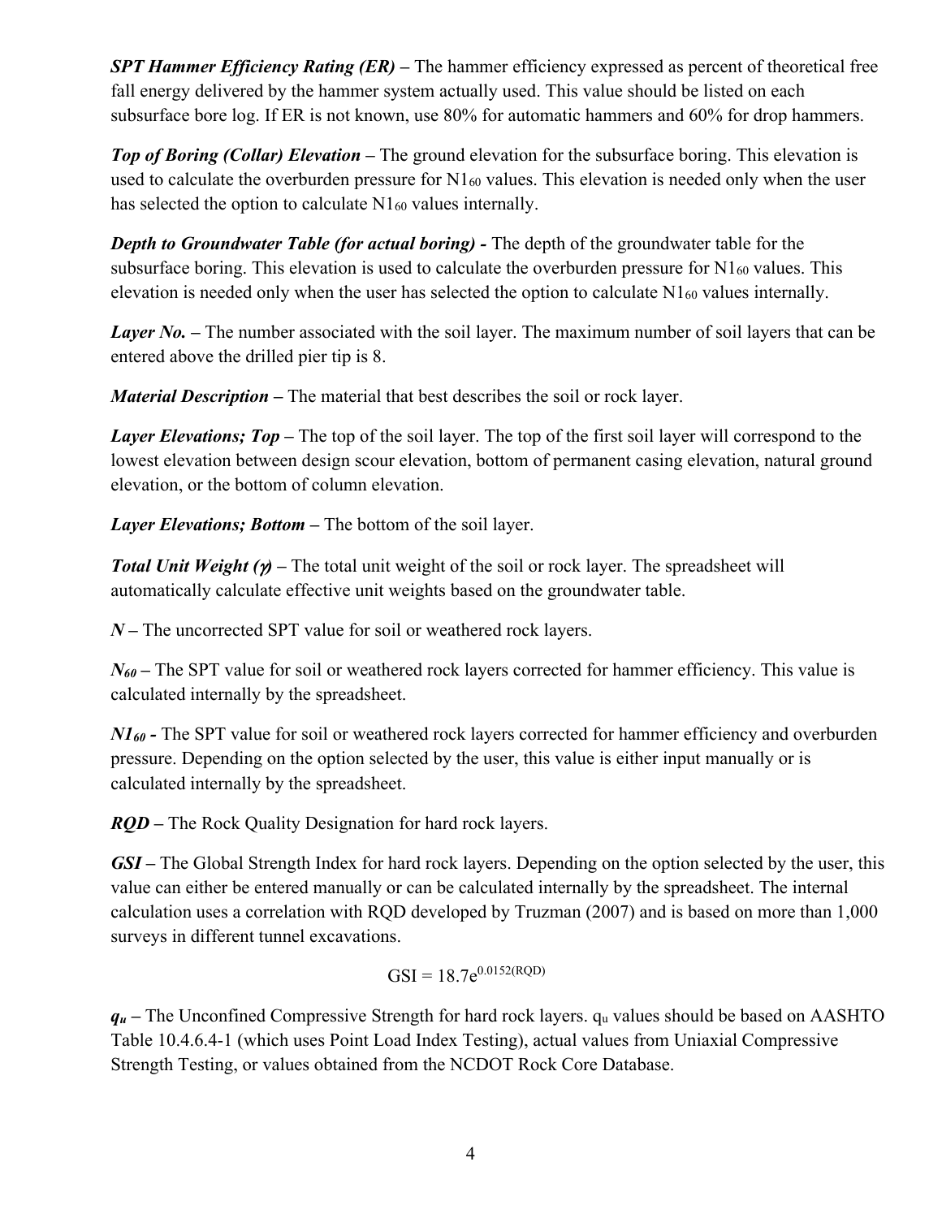***SPT Hammer Efficiency Rating (ER)*** **–** The hammer efficiency expressed as percent of theoretical free fall energy delivered by the hammer system actually used. This value should be listed on each subsurface bore log. If ER is not known, use 80% for automatic hammers and 60% for drop hammers.

***Top of Boring (Collar) Elevation*** **–** The ground elevation for the subsurface boring. This elevation is used to calculate the overburden pressure for $N1_{60}$ values. This elevation is needed only when the user has selected the option to calculate $N1_{60}$ values internally.

***Depth to Groundwater Table (for actual boring)*** **-** The depth of the groundwater table for the subsurface boring. This elevation is used to calculate the overburden pressure for $N1_{60}$ values. This elevation is needed only when the user has selected the option to calculate $N1_{60}$ values internally.

***Layer No.*** **–** The number associated with the soil layer. The maximum number of soil layers that can be entered above the drilled pier tip is 8.

***Material Description*** **–** The material that best describes the soil or rock layer.

***Layer Elevations; Top*** **–** The top of the soil layer. The top of the first soil layer will correspond to the lowest elevation between design scour elevation, bottom of permanent casing elevation, natural ground elevation, or the bottom of column elevation.

***Layer Elevations; Bottom*** **–** The bottom of the soil layer.

***Total Unit Weight ($\gamma$)*** **–** The total unit weight of the soil or rock layer. The spreadsheet will automatically calculate effective unit weights based on the groundwater table.

***N*** **–** The uncorrected SPT value for soil or weathered rock layers.

***$N_{60}$*** **–** The SPT value for soil or weathered rock layers corrected for hammer efficiency. This value is calculated internally by the spreadsheet.

***$N1_{60}$*** **-** The SPT value for soil or weathered rock layers corrected for hammer efficiency and overburden pressure. Depending on the option selected by the user, this value is either input manually or is calculated internally by the spreadsheet.

***RQD*** **–** The Rock Quality Designation for hard rock layers.

***GSI*** **–** The Global Strength Index for hard rock layers. Depending on the option selected by the user, this value can either be entered manually or can be calculated internally by the spreadsheet. The internal calculation uses a correlation with RQD developed by Truzman (2007) and is based on more than 1,000 surveys in different tunnel excavations.

$$GSI = 18.7e^{0.0152(RQD)}$$

***$q_u$*** **–** The Unconfined Compressive Strength for hard rock layers. $q_u$ values should be based on AASHTO Table 10.4.6.4-1 (which uses Point Load Index Testing), actual values from Uniaxial Compressive Strength Testing, or values obtained from the NCDOT Rock Core Database.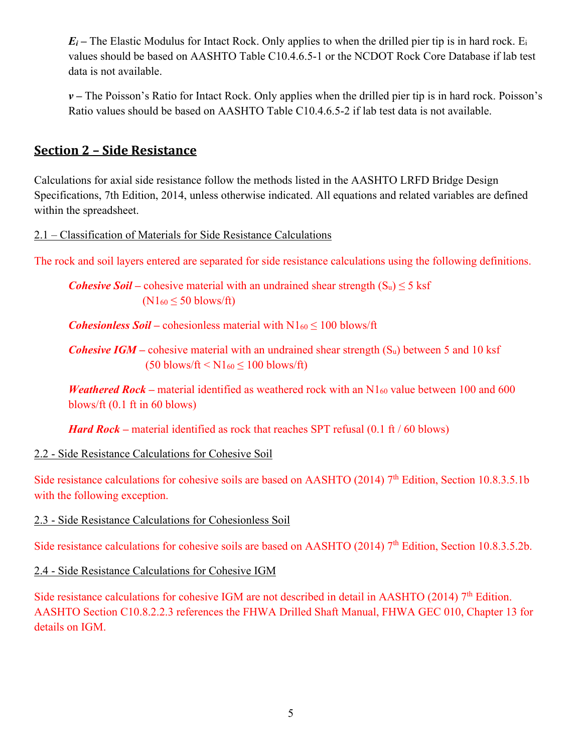***$E_i$* –** The Elastic Modulus for Intact Rock. Only applies to when the drilled pier tip is in hard rock. $E_i$ values should be based on AASHTO Table C10.4.6.5-1 or the NCDOT Rock Core Database if lab test data is not available.

***$v$* –** The Poisson's Ratio for Intact Rock. Only applies when the drilled pier tip is in hard rock. Poisson's Ratio values should be based on AASHTO Table C10.4.6.5-2 if lab test data is not available.

## Section 2 – Side Resistance

Calculations for axial side resistance follow the methods listed in the AASHTO LRFD Bridge Design Specifications, 7th Edition, 2014, unless otherwise indicated. All equations and related variables are defined within the spreadsheet.

### 2.1 – Classification of Materials for Side Resistance Calculations

The rock and soil layers entered are separated for side resistance calculations using the following definitions.

***Cohesive Soil* –** cohesive material with an undrained shear strength ($S_u$) ≤ 5 ksf ($N1_{60}$ ≤ 50 blows/ft)

***Cohesionless Soil* –** cohesionless material with $N1_{60}$ ≤ 100 blows/ft

***Cohesive IGM* –** cohesive material with an undrained shear strength ($S_u$) between 5 and 10 ksf (50 blows/ft < $N1_{60}$ ≤ 100 blows/ft)

***Weathered Rock* –** material identified as weathered rock with an $N1_{60}$ value between 100 and 600 blows/ft (0.1 ft in 60 blows)

***Hard Rock* –** material identified as rock that reaches SPT refusal (0.1 ft / 60 blows)

### 2.2 - Side Resistance Calculations for Cohesive Soil

Side resistance calculations for cohesive soils are based on AASHTO (2014) 7th Edition, Section 10.8.3.5.1b with the following exception.

### 2.3 - Side Resistance Calculations for Cohesionless Soil

Side resistance calculations for cohesive soils are based on AASHTO (2014) 7th Edition, Section 10.8.3.5.2b.

### 2.4 - Side Resistance Calculations for Cohesive IGM

Side resistance calculations for cohesive IGM are not described in detail in AASHTO (2014) 7th Edition. AASHTO Section C10.8.2.2.3 references the FHWA Drilled Shaft Manual, FHWA GEC 010, Chapter 13 for details on IGM.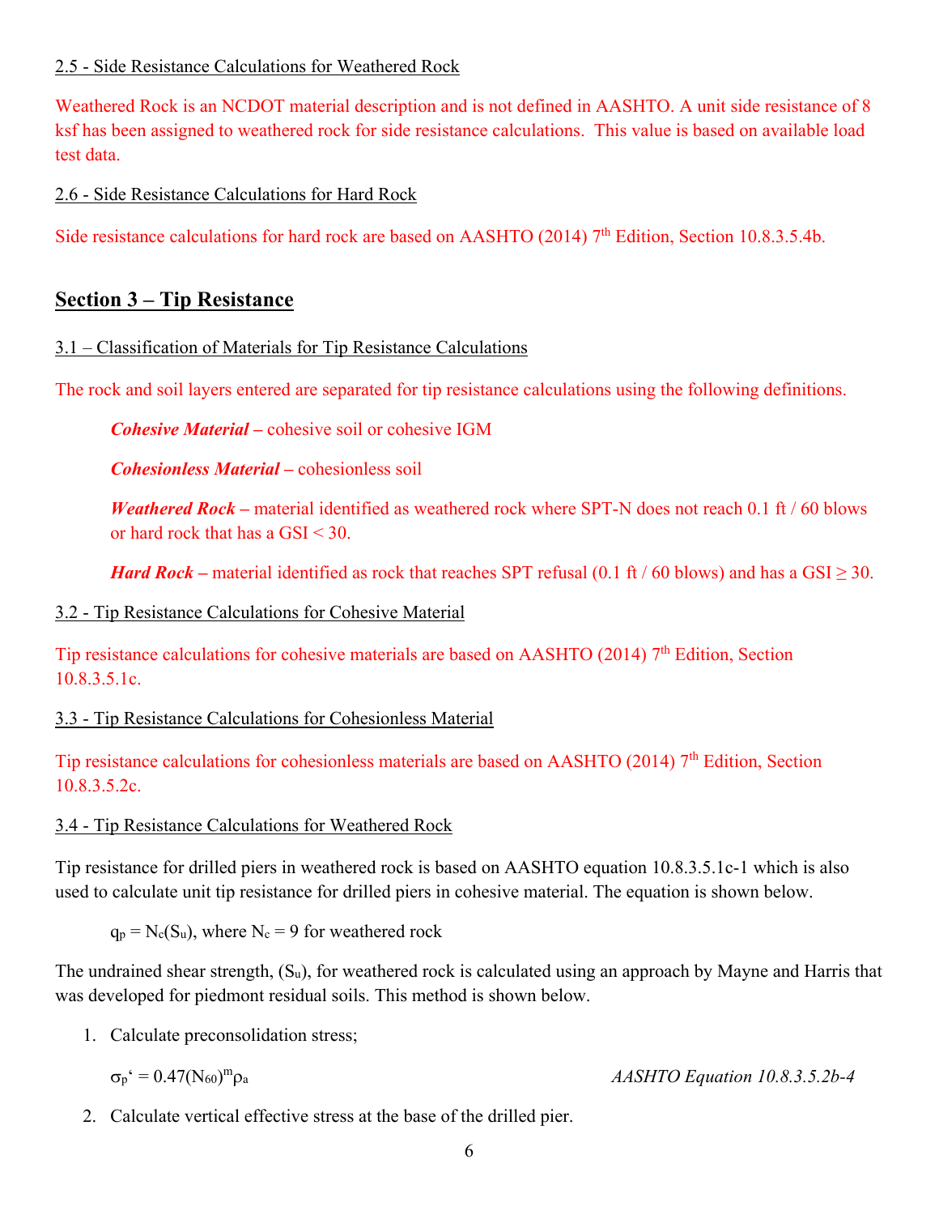2.5 - Side Resistance Calculations for Weathered Rock

Weathered Rock is an NCDOT material description and is not defined in AASHTO. A unit side resistance of 8 ksf has been assigned to weathered rock for side resistance calculations. This value is based on available load test data.

2.6 - Side Resistance Calculations for Hard Rock

Side resistance calculations for hard rock are based on AASHTO (2014) 7th Edition, Section 10.8.3.5.4b.

## Section 3 – Tip Resistance

3.1 – Classification of Materials for Tip Resistance Calculations

The rock and soil layers entered are separated for tip resistance calculations using the following definitions.

> ***Cohesive Material*** – cohesive soil or cohesive IGM
>
> ***Cohesionless Material*** – cohesionless soil
>
> ***Weathered Rock*** – material identified as weathered rock where SPT-N does not reach 0.1 ft / 60 blows or hard rock that has a GSI < 30.
>
> ***Hard Rock*** – material identified as rock that reaches SPT refusal (0.1 ft / 60 blows) and has a GSI ≥ 30.

3.2 - Tip Resistance Calculations for Cohesive Material

Tip resistance calculations for cohesive materials are based on AASHTO (2014) 7th Edition, Section 10.8.3.5.1c.

3.3 - Tip Resistance Calculations for Cohesionless Material

Tip resistance calculations for cohesionless materials are based on AASHTO (2014) 7th Edition, Section 10.8.3.5.2c.

3.4 - Tip Resistance Calculations for Weathered Rock

Tip resistance for drilled piers in weathered rock is based on AASHTO equation 10.8.3.5.1c-1 which is also used to calculate unit tip resistance for drilled piers in cohesive material. The equation is shown below.

$q_p = N_c(S_u)$, where $N_c = 9$ for weathered rock

The undrained shear strength, ($S_u$), for weathered rock is calculated using an approach by Mayne and Harris that was developed for piedmont residual soils. This method is shown below.

1. Calculate preconsolidation stress;

   $\sigma_p' = 0.47(N_{60})^m \rho_a$ *AASHTO Equation 10.8.3.5.2b-4*

2. Calculate vertical effective stress at the base of the drilled pier.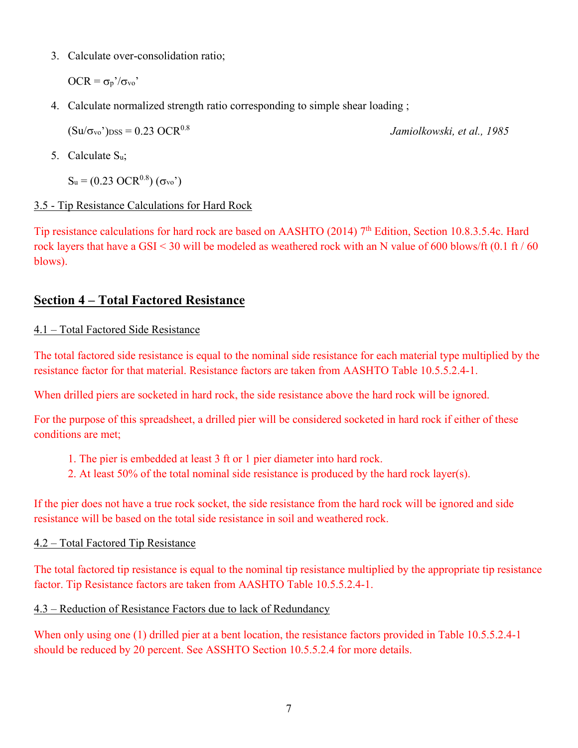3. Calculate over-consolidation ratio;

   $OCR = \sigma_p'/\sigma_{vo}'$

4. Calculate normalized strength ratio corresponding to simple shear loading ;

   $(S_u/\sigma_{vo}')_{DSS} = 0.23\ OCR^{0.8}$ *Jamiolkowski, et al., 1985*

5. Calculate $S_u$;

   $S_u = (0.23\ OCR^{0.8})\ (\sigma_{vo}')$

3.5 - Tip Resistance Calculations for Hard Rock

Tip resistance calculations for hard rock are based on AASHTO (2014) 7th Edition, Section 10.8.3.5.4c. Hard rock layers that have a GSI < 30 will be modeled as weathered rock with an N value of 600 blows/ft (0.1 ft / 60 blows).

## Section 4 – Total Factored Resistance

4.1 – Total Factored Side Resistance

The total factored side resistance is equal to the nominal side resistance for each material type multiplied by the resistance factor for that material. Resistance factors are taken from AASHTO Table 10.5.5.2.4-1.

When drilled piers are socketed in hard rock, the side resistance above the hard rock will be ignored.

For the purpose of this spreadsheet, a drilled pier will be considered socketed in hard rock if either of these conditions are met;

1. The pier is embedded at least 3 ft or 1 pier diameter into hard rock.
2. At least 50% of the total nominal side resistance is produced by the hard rock layer(s).

If the pier does not have a true rock socket, the side resistance from the hard rock will be ignored and side resistance will be based on the total side resistance in soil and weathered rock.

4.2 – Total Factored Tip Resistance

The total factored tip resistance is equal to the nominal tip resistance multiplied by the appropriate tip resistance factor. Tip Resistance factors are taken from AASHTO Table 10.5.5.2.4-1.

4.3 – Reduction of Resistance Factors due to lack of Redundancy

When only using one (1) drilled pier at a bent location, the resistance factors provided in Table 10.5.5.2.4-1 should be reduced by 20 percent. See ASSHTO Section 10.5.5.2.4 for more details.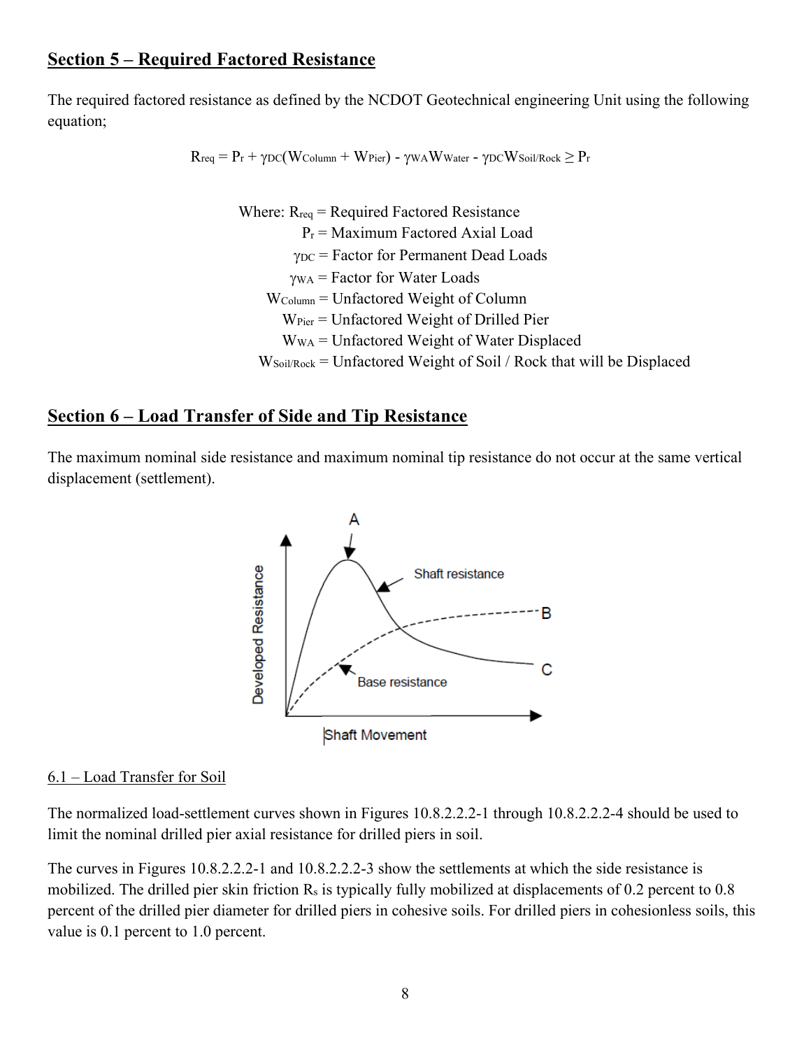## Section 5 – Required Factored Resistance

The required factored resistance as defined by the NCDOT Geotechnical engineering Unit using the following equation;

$$R_{req} = P_r + \gamma_{DC}(W_{Column} + W_{Pier}) - \gamma_{WA}W_{Water} - \gamma_{DC}W_{Soil/Rock} \geq P_r$$

Where: $R_{req}$ = Required Factored Resistance
$P_r$ = Maximum Factored Axial Load
$\gamma_{DC}$ = Factor for Permanent Dead Loads
$\gamma_{WA}$ = Factor for Water Loads
$W_{Column}$ = Unfactored Weight of Column
$W_{Pier}$ = Unfactored Weight of Drilled Pier
$W_{WA}$ = Unfactored Weight of Water Displaced
$W_{Soil/Rock}$ = Unfactored Weight of Soil / Rock that will be Displaced

## Section 6 – Load Transfer of Side and Tip Resistance

The maximum nominal side resistance and maximum nominal tip resistance do not occur at the same vertical displacement (settlement).

### 6.1 – Load Transfer for Soil

The normalized load-settlement curves shown in Figures 10.8.2.2.2-1 through 10.8.2.2.2-4 should be used to limit the nominal drilled pier axial resistance for drilled piers in soil.

The curves in Figures 10.8.2.2.2-1 and 10.8.2.2.2-3 show the settlements at which the side resistance is mobilized. The drilled pier skin friction $R_s$ is typically fully mobilized at displacements of 0.2 percent to 0.8 percent of the drilled pier diameter for drilled piers in cohesive soils. For drilled piers in cohesionless soils, this value is 0.1 percent to 1.0 percent.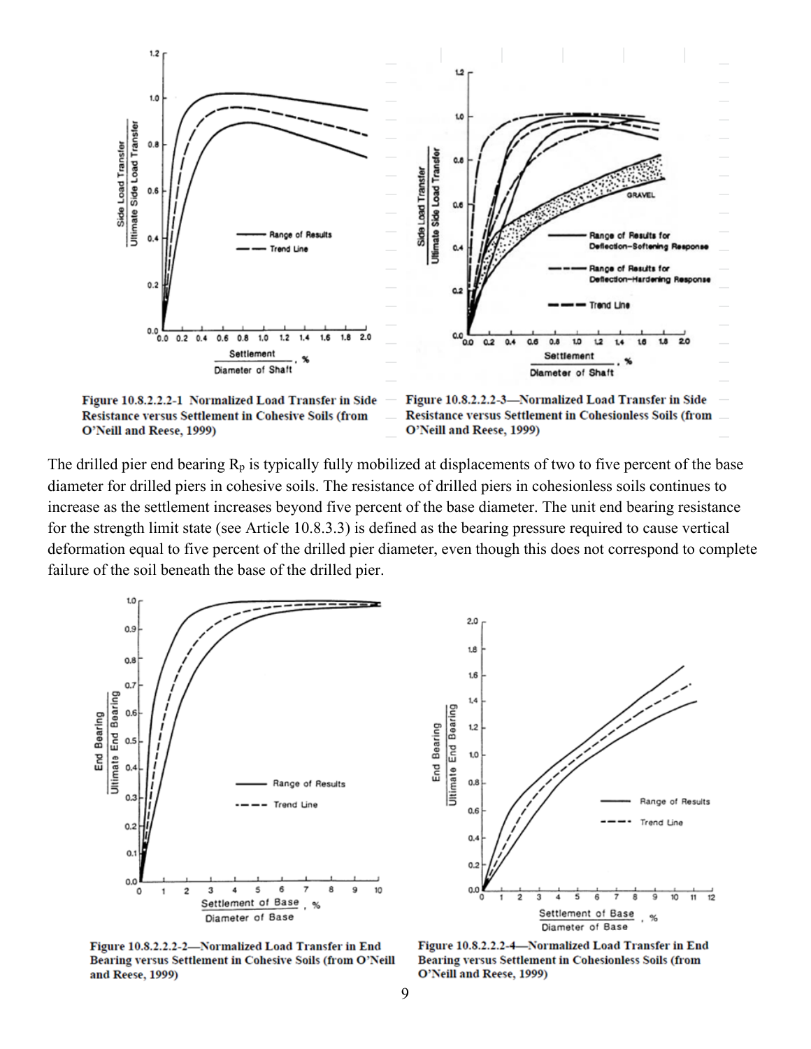Figure 10.8.2.2.2-1 Normalized Load Transfer in Side Resistance versus Settlement in Cohesive Soils (from O'Neill and Reese, 1999)

Figure 10.8.2.2.2-3—Normalized Load Transfer in Side Resistance versus Settlement in Cohesionless Soils (from O'Neill and Reese, 1999)

The drilled pier end bearing $R_p$ is typically fully mobilized at displacements of two to five percent of the base diameter for drilled piers in cohesive soils. The resistance of drilled piers in cohesionless soils continues to increase as the settlement increases beyond five percent of the base diameter. The unit end bearing resistance for the strength limit state (see Article 10.8.3.3) is defined as the bearing pressure required to cause vertical deformation equal to five percent of the drilled pier diameter, even though this does not correspond to complete failure of the soil beneath the base of the drilled pier.

Figure 10.8.2.2.2-2—Normalized Load Transfer in End Bearing versus Settlement in Cohesive Soils (from O'Neill and Reese, 1999)

Figure 10.8.2.2.2-4—Normalized Load Transfer in End Bearing versus Settlement in Cohesionless Soils (from O'Neill and Reese, 1999)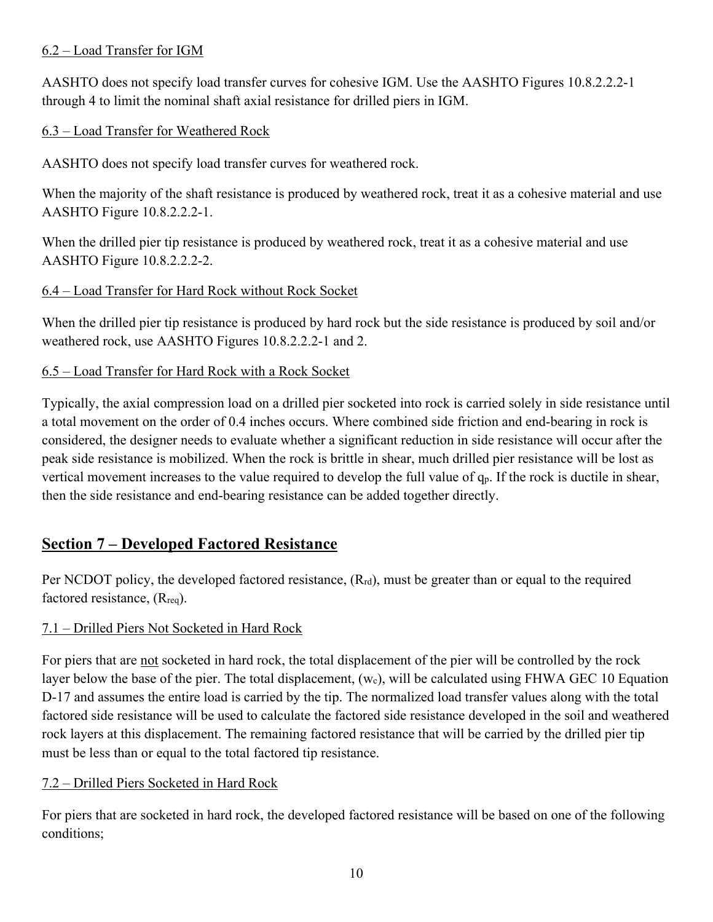6.2 – Load Transfer for IGM

AASHTO does not specify load transfer curves for cohesive IGM. Use the AASHTO Figures 10.8.2.2.2-1 through 4 to limit the nominal shaft axial resistance for drilled piers in IGM.

6.3 – Load Transfer for Weathered Rock

AASHTO does not specify load transfer curves for weathered rock.

When the majority of the shaft resistance is produced by weathered rock, treat it as a cohesive material and use AASHTO Figure 10.8.2.2.2-1.

When the drilled pier tip resistance is produced by weathered rock, treat it as a cohesive material and use AASHTO Figure 10.8.2.2.2-2.

6.4 – Load Transfer for Hard Rock without Rock Socket

When the drilled pier tip resistance is produced by hard rock but the side resistance is produced by soil and/or weathered rock, use AASHTO Figures 10.8.2.2.2-1 and 2.

6.5 – Load Transfer for Hard Rock with a Rock Socket

Typically, the axial compression load on a drilled pier socketed into rock is carried solely in side resistance until a total movement on the order of 0.4 inches occurs. Where combined side friction and end-bearing in rock is considered, the designer needs to evaluate whether a significant reduction in side resistance will occur after the peak side resistance is mobilized. When the rock is brittle in shear, much drilled pier resistance will be lost as vertical movement increases to the value required to develop the full value of $q_p$. If the rock is ductile in shear, then the side resistance and end-bearing resistance can be added together directly.

## Section 7 – Developed Factored Resistance

Per NCDOT policy, the developed factored resistance, ($R_{rd}$), must be greater than or equal to the required factored resistance, ($R_{req}$).

7.1 – Drilled Piers Not Socketed in Hard Rock

For piers that are not socketed in hard rock, the total displacement of the pier will be controlled by the rock layer below the base of the pier. The total displacement, ($w_c$), will be calculated using FHWA GEC 10 Equation D-17 and assumes the entire load is carried by the tip. The normalized load transfer values along with the total factored side resistance will be used to calculate the factored side resistance developed in the soil and weathered rock layers at this displacement. The remaining factored resistance that will be carried by the drilled pier tip must be less than or equal to the total factored tip resistance.

7.2 – Drilled Piers Socketed in Hard Rock

For piers that are socketed in hard rock, the developed factored resistance will be based on one of the following conditions;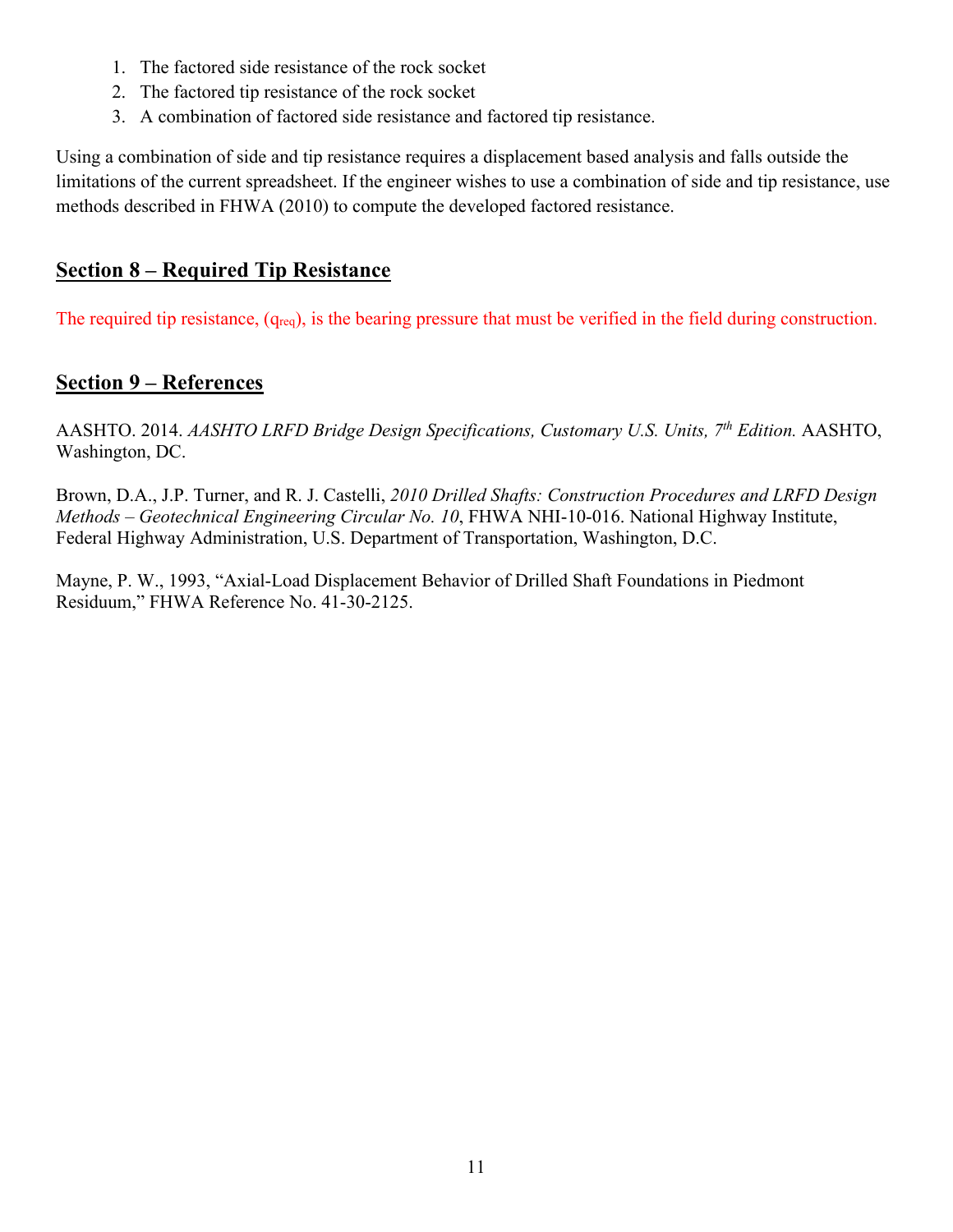1. The factored side resistance of the rock socket
2. The factored tip resistance of the rock socket
3. A combination of factored side resistance and factored tip resistance.

Using a combination of side and tip resistance requires a displacement based analysis and falls outside the limitations of the current spreadsheet. If the engineer wishes to use a combination of side and tip resistance, use methods described in FHWA (2010) to compute the developed factored resistance.

## Section 8 – Required Tip Resistance

The required tip resistance, ($q_{req}$), is the bearing pressure that must be verified in the field during construction.

## Section 9 – References

AASHTO. 2014. *AASHTO LRFD Bridge Design Specifications, Customary U.S. Units, 7th Edition.* AASHTO, Washington, DC.

Brown, D.A., J.P. Turner, and R. J. Castelli, *2010 Drilled Shafts: Construction Procedures and LRFD Design Methods – Geotechnical Engineering Circular No. 10*, FHWA NHI-10-016. National Highway Institute, Federal Highway Administration, U.S. Department of Transportation, Washington, D.C.

Mayne, P. W., 1993, "Axial-Load Displacement Behavior of Drilled Shaft Foundations in Piedmont Residuum," FHWA Reference No. 41-30-2125.